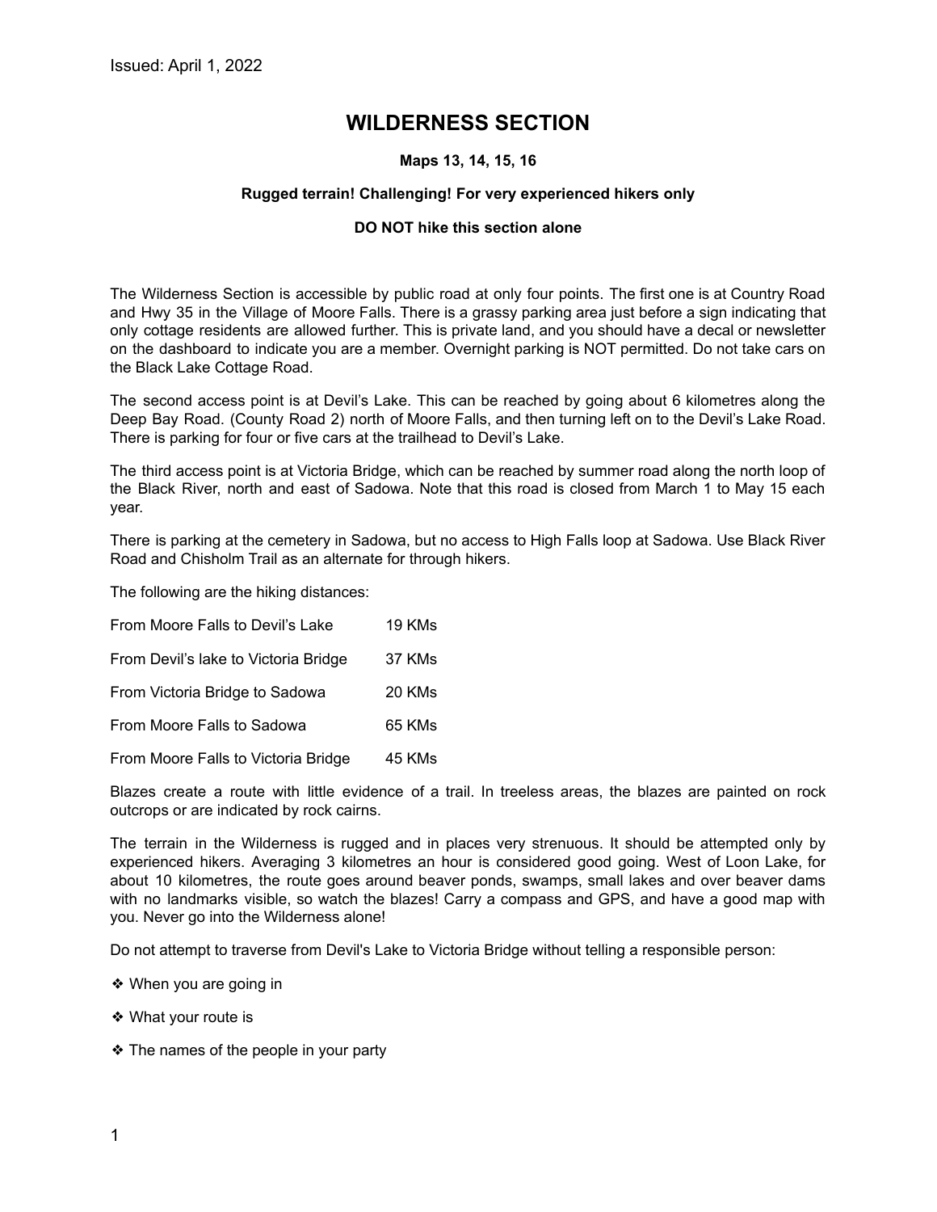Issued: April 1, 2022

# WILDERNESS SECTION

**Maps 13, 14, 15, 16**

**Rugged terrain! Challenging! For very experienced hikers only**

**DO NOT hike this section alone**

The Wilderness Section is accessible by public road at only four points. The first one is at Country Road and Hwy 35 in the Village of Moore Falls. There is a grassy parking area just before a sign indicating that only cottage residents are allowed further. This is private land, and you should have a decal or newsletter on the dashboard to indicate you are a member. Overnight parking is NOT permitted. Do not take cars on the Black Lake Cottage Road.

The second access point is at Devil's Lake. This can be reached by going about 6 kilometres along the Deep Bay Road. (County Road 2) north of Moore Falls, and then turning left on to the Devil's Lake Road. There is parking for four or five cars at the trailhead to Devil's Lake.

The third access point is at Victoria Bridge, which can be reached by summer road along the north loop of the Black River, north and east of Sadowa. Note that this road is closed from March 1 to May 15 each year.

There is parking at the cemetery in Sadowa, but no access to High Falls loop at Sadowa. Use Black River Road and Chisholm Trail as an alternate for through hikers.

The following are the hiking distances:

| | |
|---|---|
| From Moore Falls to Devil's Lake | 19 KMs |
| From Devil's lake to Victoria Bridge | 37 KMs |
| From Victoria Bridge to Sadowa | 20 KMs |
| From Moore Falls to Sadowa | 65 KMs |
| From Moore Falls to Victoria Bridge | 45 KMs |

Blazes create a route with little evidence of a trail. In treeless areas, the blazes are painted on rock outcrops or are indicated by rock cairns.

The terrain in the Wilderness is rugged and in places very strenuous. It should be attempted only by experienced hikers. Averaging 3 kilometres an hour is considered good going. West of Loon Lake, for about 10 kilometres, the route goes around beaver ponds, swamps, small lakes and over beaver dams with no landmarks visible, so watch the blazes! Carry a compass and GPS, and have a good map with you. Never go into the Wilderness alone!

Do not attempt to traverse from Devil's Lake to Victoria Bridge without telling a responsible person:

- When you are going in
- What your route is
- The names of the people in your party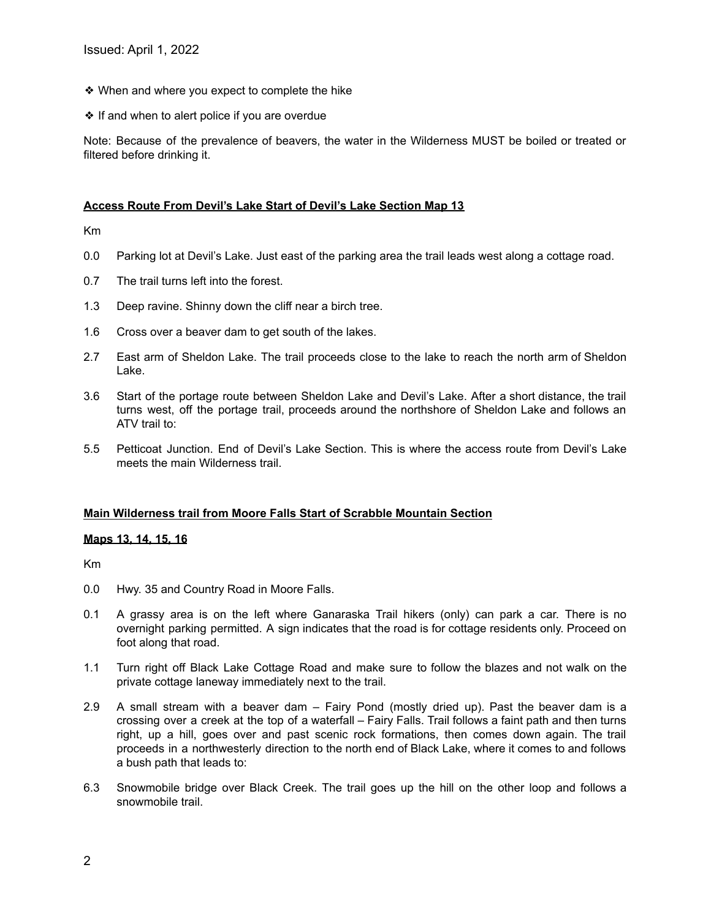Issued: April 1, 2022

- ❖ When and where you expect to complete the hike
- ❖ If and when to alert police if you are overdue

Note: Because of the prevalence of beavers, the water in the Wilderness MUST be boiled or treated or filtered before drinking it.

**Access Route From Devil's Lake Start of Devil's Lake Section Map 13**

Km

0.0 Parking lot at Devil's Lake. Just east of the parking area the trail leads west along a cottage road.

0.7 The trail turns left into the forest.

1.3 Deep ravine. Shinny down the cliff near a birch tree.

1.6 Cross over a beaver dam to get south of the lakes.

2.7 East arm of Sheldon Lake. The trail proceeds close to the lake to reach the north arm of Sheldon Lake.

3.6 Start of the portage route between Sheldon Lake and Devil's Lake. After a short distance, the trail turns west, off the portage trail, proceeds around the northshore of Sheldon Lake and follows an ATV trail to:

5.5 Petticoat Junction. End of Devil's Lake Section. This is where the access route from Devil's Lake meets the main Wilderness trail.

**Main Wilderness trail from Moore Falls Start of Scrabble Mountain Section**

**Maps 13, 14, 15, 16**

Km

0.0 Hwy. 35 and Country Road in Moore Falls.

0.1 A grassy area is on the left where Ganaraska Trail hikers (only) can park a car. There is no overnight parking permitted. A sign indicates that the road is for cottage residents only. Proceed on foot along that road.

1.1 Turn right off Black Lake Cottage Road and make sure to follow the blazes and not walk on the private cottage laneway immediately next to the trail.

2.9 A small stream with a beaver dam – Fairy Pond (mostly dried up). Past the beaver dam is a crossing over a creek at the top of a waterfall – Fairy Falls. Trail follows a faint path and then turns right, up a hill, goes over and past scenic rock formations, then comes down again. The trail proceeds in a northwesterly direction to the north end of Black Lake, where it comes to and follows a bush path that leads to:

6.3 Snowmobile bridge over Black Creek. The trail goes up the hill on the other loop and follows a snowmobile trail.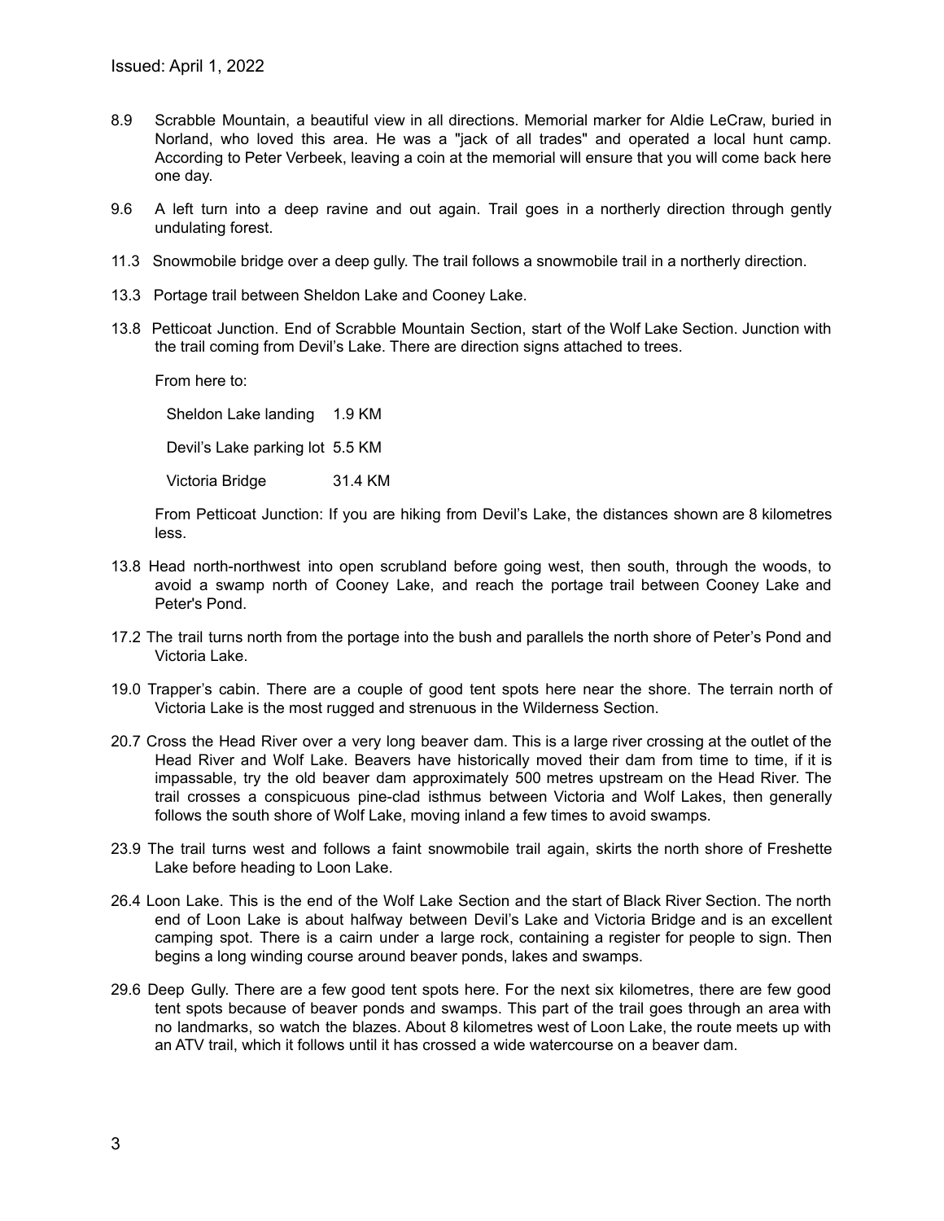Issued: April 1, 2022

8.9 Scrabble Mountain, a beautiful view in all directions. Memorial marker for Aldie LeCraw, buried in Norland, who loved this area. He was a "jack of all trades" and operated a local hunt camp. According to Peter Verbeek, leaving a coin at the memorial will ensure that you will come back here one day.

9.6 A left turn into a deep ravine and out again. Trail goes in a northerly direction through gently undulating forest.

11.3 Snowmobile bridge over a deep gully. The trail follows a snowmobile trail in a northerly direction.

13.3 Portage trail between Sheldon Lake and Cooney Lake.

13.8 Petticoat Junction. End of Scrabble Mountain Section, start of the Wolf Lake Section. Junction with the trail coming from Devil's Lake. There are direction signs attached to trees.

From here to:

| | |
|---|---|
| Sheldon Lake landing | 1.9 KM |
| Devil's Lake parking lot | 5.5 KM |
| Victoria Bridge | 31.4 KM |

From Petticoat Junction: If you are hiking from Devil's Lake, the distances shown are 8 kilometres less.

13.8 Head north-northwest into open scrubland before going west, then south, through the woods, to avoid a swamp north of Cooney Lake, and reach the portage trail between Cooney Lake and Peter's Pond.

17.2 The trail turns north from the portage into the bush and parallels the north shore of Peter's Pond and Victoria Lake.

19.0 Trapper's cabin. There are a couple of good tent spots here near the shore. The terrain north of Victoria Lake is the most rugged and strenuous in the Wilderness Section.

20.7 Cross the Head River over a very long beaver dam. This is a large river crossing at the outlet of the Head River and Wolf Lake. Beavers have historically moved their dam from time to time, if it is impassable, try the old beaver dam approximately 500 metres upstream on the Head River. The trail crosses a conspicuous pine-clad isthmus between Victoria and Wolf Lakes, then generally follows the south shore of Wolf Lake, moving inland a few times to avoid swamps.

23.9 The trail turns west and follows a faint snowmobile trail again, skirts the north shore of Freshette Lake before heading to Loon Lake.

26.4 Loon Lake. This is the end of the Wolf Lake Section and the start of Black River Section. The north end of Loon Lake is about halfway between Devil's Lake and Victoria Bridge and is an excellent camping spot. There is a cairn under a large rock, containing a register for people to sign. Then begins a long winding course around beaver ponds, lakes and swamps.

29.6 Deep Gully. There are a few good tent spots here. For the next six kilometres, there are few good tent spots because of beaver ponds and swamps. This part of the trail goes through an area with no landmarks, so watch the blazes. About 8 kilometres west of Loon Lake, the route meets up with an ATV trail, which it follows until it has crossed a wide watercourse on a beaver dam.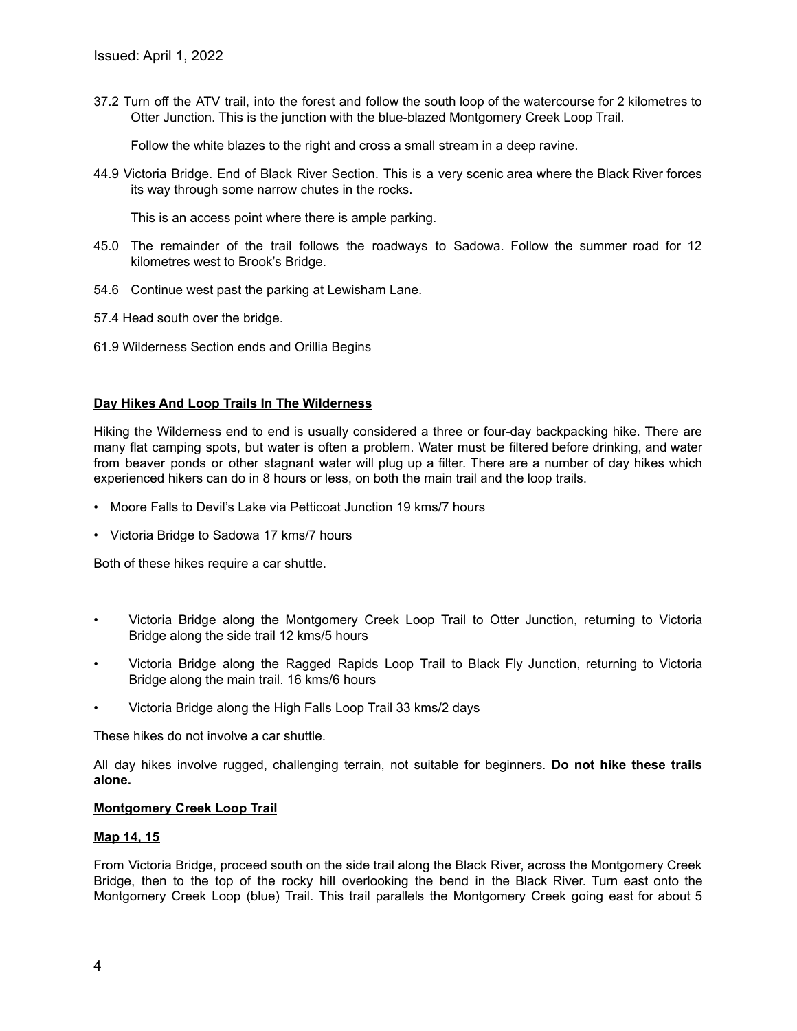Issued: April 1, 2022

37.2 Turn off the ATV trail, into the forest and follow the south loop of the watercourse for 2 kilometres to Otter Junction. This is the junction with the blue-blazed Montgomery Creek Loop Trail.

Follow the white blazes to the right and cross a small stream in a deep ravine.

44.9 Victoria Bridge. End of Black River Section. This is a very scenic area where the Black River forces its way through some narrow chutes in the rocks.

This is an access point where there is ample parking.

45.0 The remainder of the trail follows the roadways to Sadowa. Follow the summer road for 12 kilometres west to Brook's Bridge.

54.6 Continue west past the parking at Lewisham Lane.

57.4 Head south over the bridge.

61.9 Wilderness Section ends and Orillia Begins

## Day Hikes And Loop Trails In The Wilderness

Hiking the Wilderness end to end is usually considered a three or four-day backpacking hike. There are many flat camping spots, but water is often a problem. Water must be filtered before drinking, and water from beaver ponds or other stagnant water will plug up a filter. There are a number of day hikes which experienced hikers can do in 8 hours or less, on both the main trail and the loop trails.

- Moore Falls to Devil's Lake via Petticoat Junction 19 kms/7 hours
- Victoria Bridge to Sadowa 17 kms/7 hours

Both of these hikes require a car shuttle.

- Victoria Bridge along the Montgomery Creek Loop Trail to Otter Junction, returning to Victoria Bridge along the side trail 12 kms/5 hours
- Victoria Bridge along the Ragged Rapids Loop Trail to Black Fly Junction, returning to Victoria Bridge along the main trail. 16 kms/6 hours
- Victoria Bridge along the High Falls Loop Trail 33 kms/2 days

These hikes do not involve a car shuttle.

All day hikes involve rugged, challenging terrain, not suitable for beginners. **Do not hike these trails alone.**

## Montgomery Creek Loop Trail

### Map 14, 15

From Victoria Bridge, proceed south on the side trail along the Black River, across the Montgomery Creek Bridge, then to the top of the rocky hill overlooking the bend in the Black River. Turn east onto the Montgomery Creek Loop (blue) Trail. This trail parallels the Montgomery Creek going east for about 5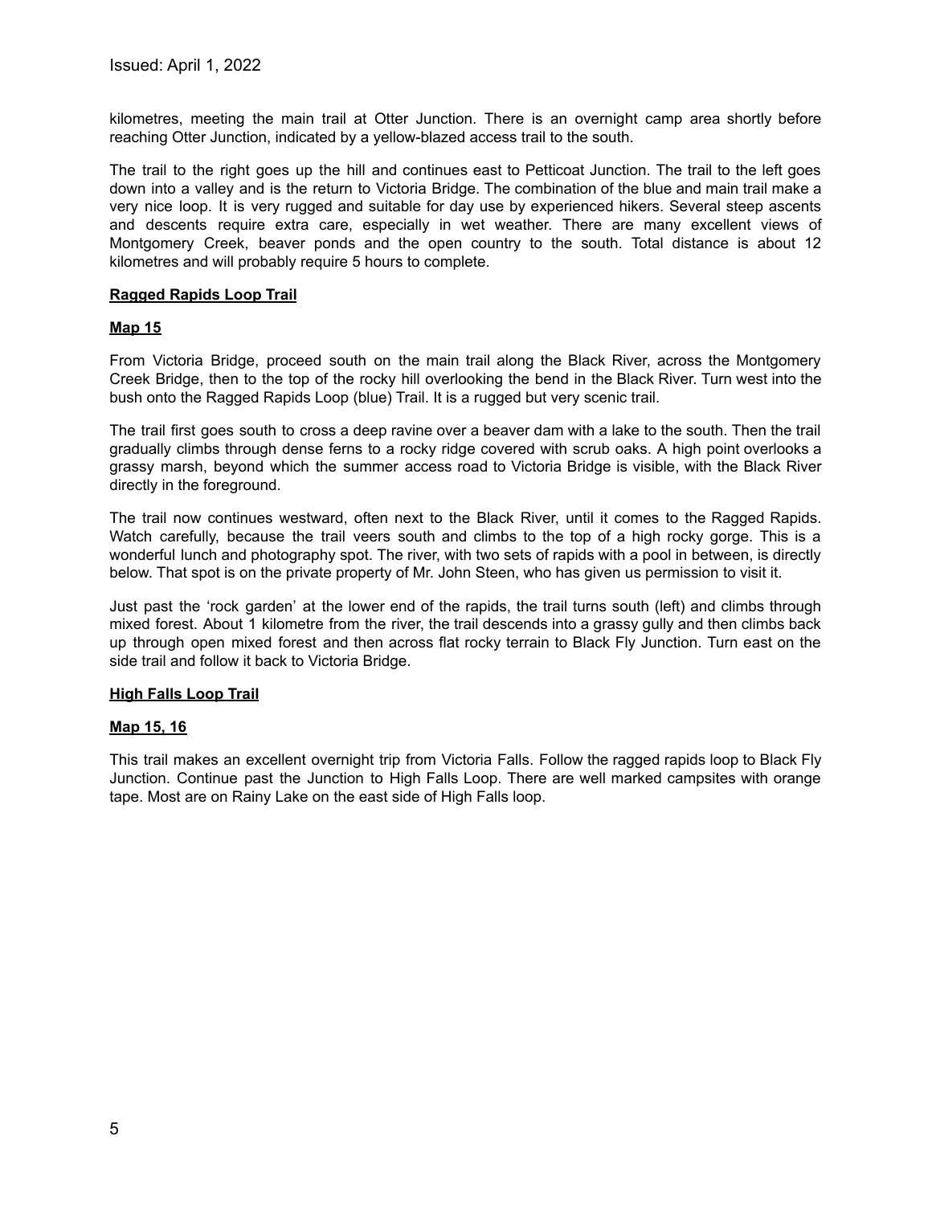kilometres, meeting the main trail at Otter Junction. There is an overnight camp area shortly before reaching Otter Junction, indicated by a yellow-blazed access trail to the south.

The trail to the right goes up the hill and continues east to Petticoat Junction. The trail to the left goes down into a valley and is the return to Victoria Bridge. The combination of the blue and main trail make a very nice loop. It is very rugged and suitable for day use by experienced hikers. Several steep ascents and descents require extra care, especially in wet weather. There are many excellent views of Montgomery Creek, beaver ponds and the open country to the south. Total distance is about 12 kilometres and will probably require 5 hours to complete.

**Ragged Rapids Loop Trail**

**Map 15**

From Victoria Bridge, proceed south on the main trail along the Black River, across the Montgomery Creek Bridge, then to the top of the rocky hill overlooking the bend in the Black River. Turn west into the bush onto the Ragged Rapids Loop (blue) Trail. It is a rugged but very scenic trail.

The trail first goes south to cross a deep ravine over a beaver dam with a lake to the south. Then the trail gradually climbs through dense ferns to a rocky ridge covered with scrub oaks. A high point overlooks a grassy marsh, beyond which the summer access road to Victoria Bridge is visible, with the Black River directly in the foreground.

The trail now continues westward, often next to the Black River, until it comes to the Ragged Rapids. Watch carefully, because the trail veers south and climbs to the top of a high rocky gorge. This is a wonderful lunch and photography spot. The river, with two sets of rapids with a pool in between, is directly below. That spot is on the private property of Mr. John Steen, who has given us permission to visit it.

Just past the 'rock garden' at the lower end of the rapids, the trail turns south (left) and climbs through mixed forest. About 1 kilometre from the river, the trail descends into a grassy gully and then climbs back up through open mixed forest and then across flat rocky terrain to Black Fly Junction. Turn east on the side trail and follow it back to Victoria Bridge.

**High Falls Loop Trail**

**Map 15, 16**

This trail makes an excellent overnight trip from Victoria Falls. Follow the ragged rapids loop to Black Fly Junction. Continue past the Junction to High Falls Loop. There are well marked campsites with orange tape. Most are on Rainy Lake on the east side of High Falls loop.